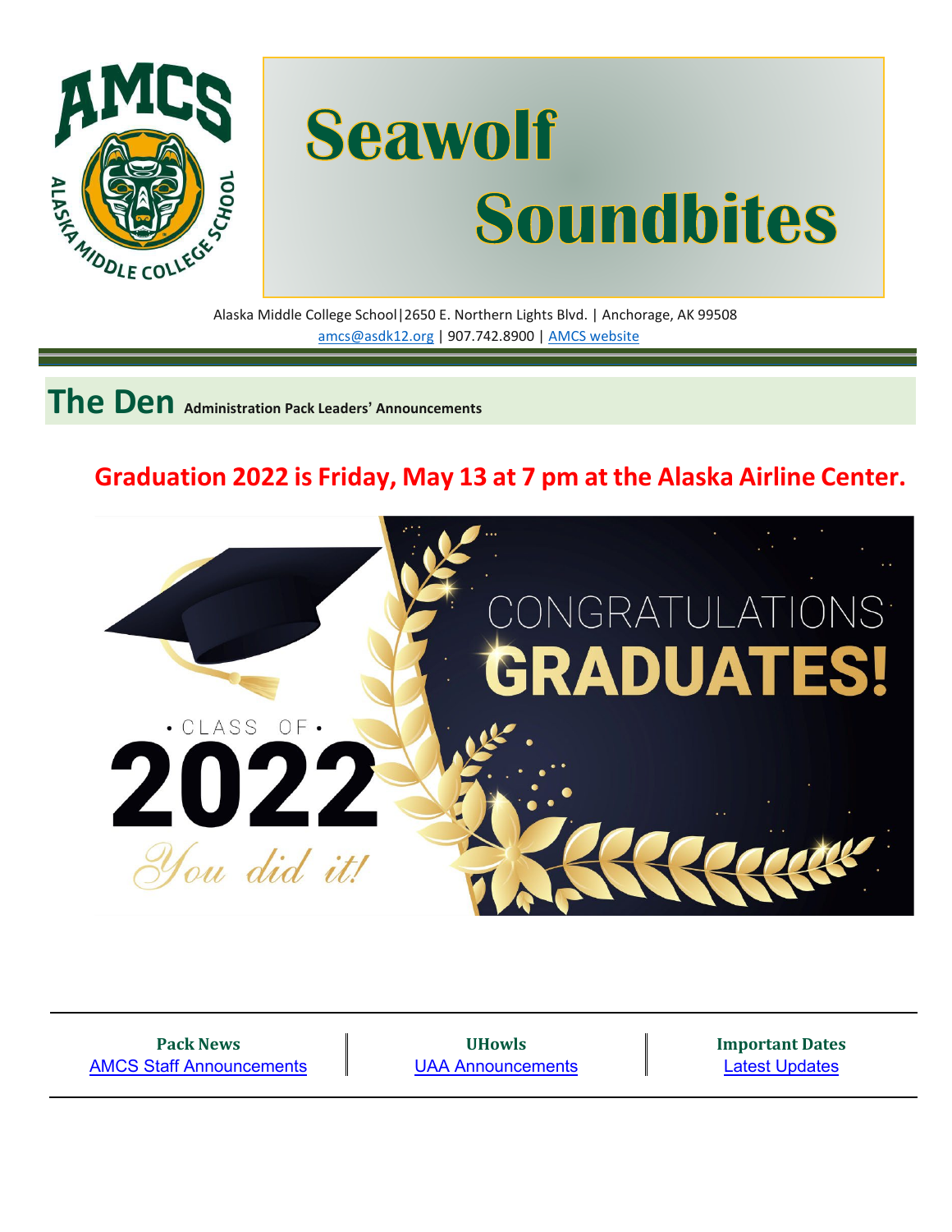# Seawolf Soundbites

Alaska Middle College School|2650 E. Northern Lights Blvd. | Anchorage, AK 99508
amcs@asdk12.org | 907.742.8900 | AMCS website

## The Den Administration Pack Leaders' Announcements

### Graduation 2022 is Friday, May 13 at 7 pm at the Alaska Airline Center.

| Pack News | UHowls | Important Dates |
| --- | --- | --- |
| AMCS Staff Announcements | UAA Announcements | Latest Updates |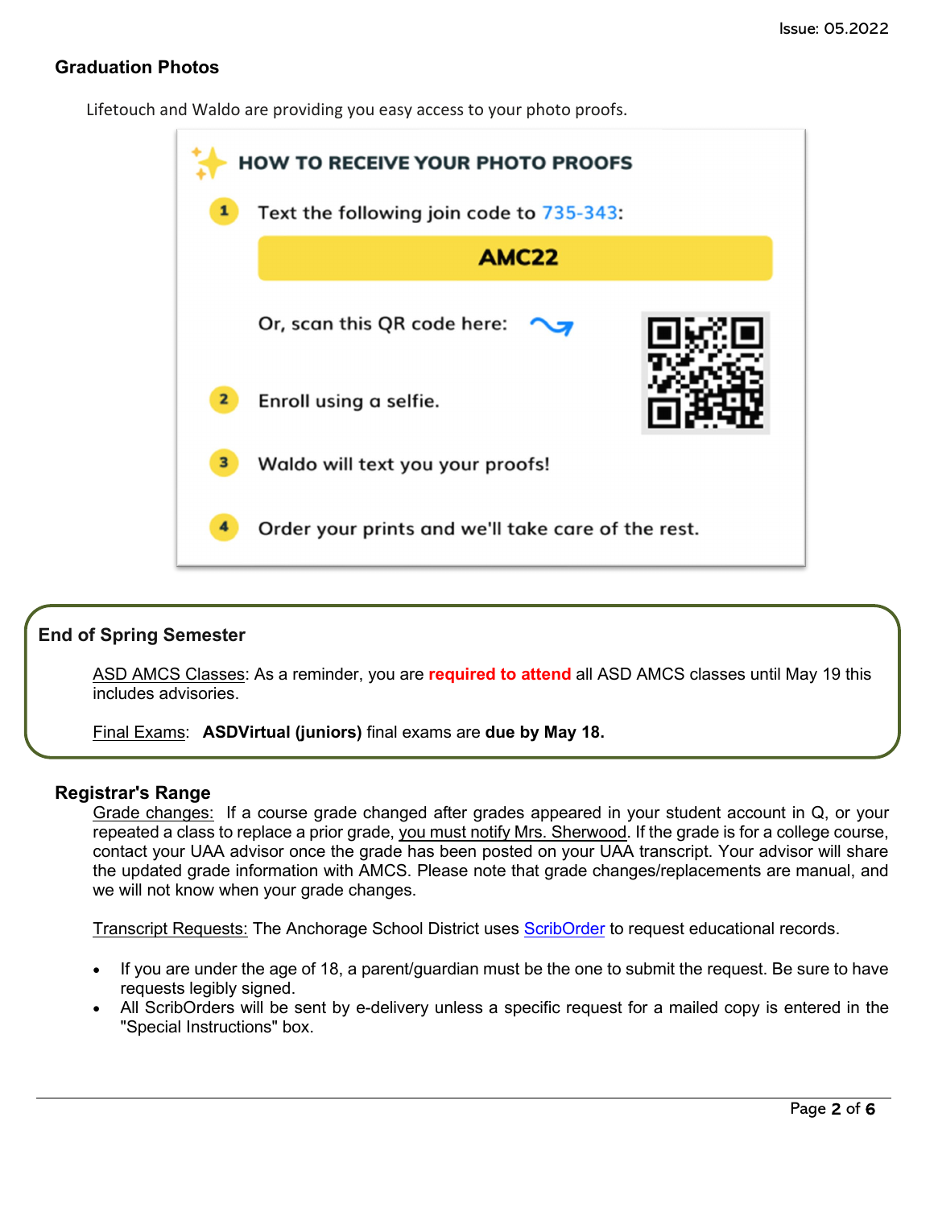## Graduation Photos

Lifetouch and Waldo are providing you easy access to your photo proofs.

### HOW TO RECEIVE YOUR PHOTO PROOFS

1. Text the following join code to 735-343:

   **AMC22**

   Or, scan this QR code here:

2. Enroll using a selfie.
3. Waldo will text you your proofs!
4. Order your prints and we'll take care of the rest.

## End of Spring Semester

ASD AMCS Classes: As a reminder, you are **required to attend** all ASD AMCS classes until May 19 this includes advisories.

Final Exams: **ASDVirtual (juniors)** final exams are **due by May 18.**

## Registrar's Range

Grade changes: If a course grade changed after grades appeared in your student account in Q, or your repeated a class to replace a prior grade, you must notify Mrs. Sherwood. If the grade is for a college course, contact your UAA advisor once the grade has been posted on your UAA transcript. Your advisor will share the updated grade information with AMCS. Please note that grade changes/replacements are manual, and we will not know when your grade changes.

Transcript Requests: The Anchorage School District uses ScribOrder to request educational records.

- If you are under the age of 18, a parent/guardian must be the one to submit the request. Be sure to have requests legibly signed.
- All ScribOrders will be sent by e-delivery unless a specific request for a mailed copy is entered in the "Special Instructions" box.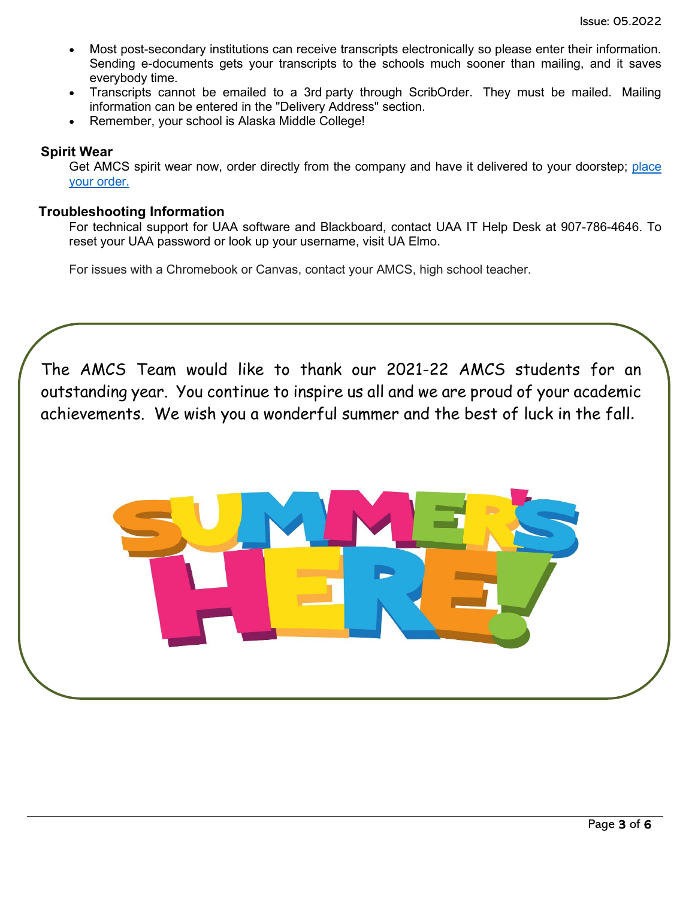- Most post-secondary institutions can receive transcripts electronically so please enter their information. Sending e-documents gets your transcripts to the schools much sooner than mailing, and it saves everybody time.
- Transcripts cannot be emailed to a 3rd party through ScribOrder. They must be mailed. Mailing information can be entered in the "Delivery Address" section.
- Remember, your school is Alaska Middle College!

### Spirit Wear

Get AMCS spirit wear now, order directly from the company and have it delivered to your doorstep; place your order.

### Troubleshooting Information

For technical support for UAA software and Blackboard, contact UAA IT Help Desk at 907-786-4646. To reset your UAA password or look up your username, visit UA Elmo.

For issues with a Chromebook or Canvas, contact your AMCS, high school teacher.

The AMCS Team would like to thank our 2021-22 AMCS students for an outstanding year. You continue to inspire us all and we are proud of your academic achievements. We wish you a wonderful summer and the best of luck in the fall.

SUMMER'S HERE!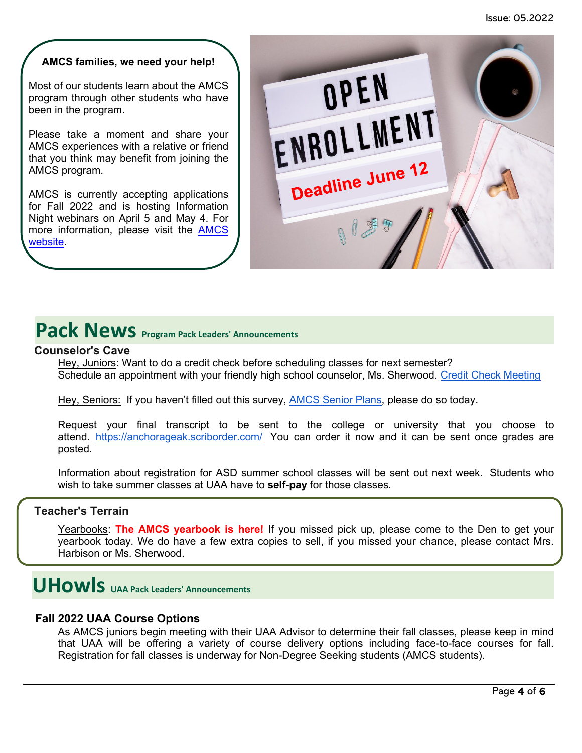**AMCS families, we need your help!**

Most of our students learn about the AMCS program through other students who have been in the program.

Please take a moment and share your AMCS experiences with a relative or friend that you think may benefit from joining the AMCS program.

AMCS is currently accepting applications for Fall 2022 and is hosting Information Night webinars on April 5 and May 4. For more information, please visit the AMCS website.

OPEN ENROLLMENT

Deadline June 12

# Pack News Program Pack Leaders' Announcements

### Counselor's Cave

Hey, Juniors: Want to do a credit check before scheduling classes for next semester? Schedule an appointment with your friendly high school counselor, Ms. Sherwood. Credit Check Meeting

Hey, Seniors: If you haven't filled out this survey, AMCS Senior Plans, please do so today.

Request your final transcript to be sent to the college or university that you choose to attend. https://anchorageak.scriborder.com/ You can order it now and it can be sent once grades are posted.

Information about registration for ASD summer school classes will be sent out next week. Students who wish to take summer classes at UAA have to **self-pay** for those classes.

### Teacher's Terrain

Yearbooks: **The AMCS yearbook is here!** If you missed pick up, please come to the Den to get your yearbook today. We do have a few extra copies to sell, if you missed your chance, please contact Mrs. Harbison or Ms. Sherwood.

# UHowls UAA Pack Leaders' Announcements

### Fall 2022 UAA Course Options

As AMCS juniors begin meeting with their UAA Advisor to determine their fall classes, please keep in mind that UAA will be offering a variety of course delivery options including face-to-face courses for fall. Registration for fall classes is underway for Non-Degree Seeking students (AMCS students).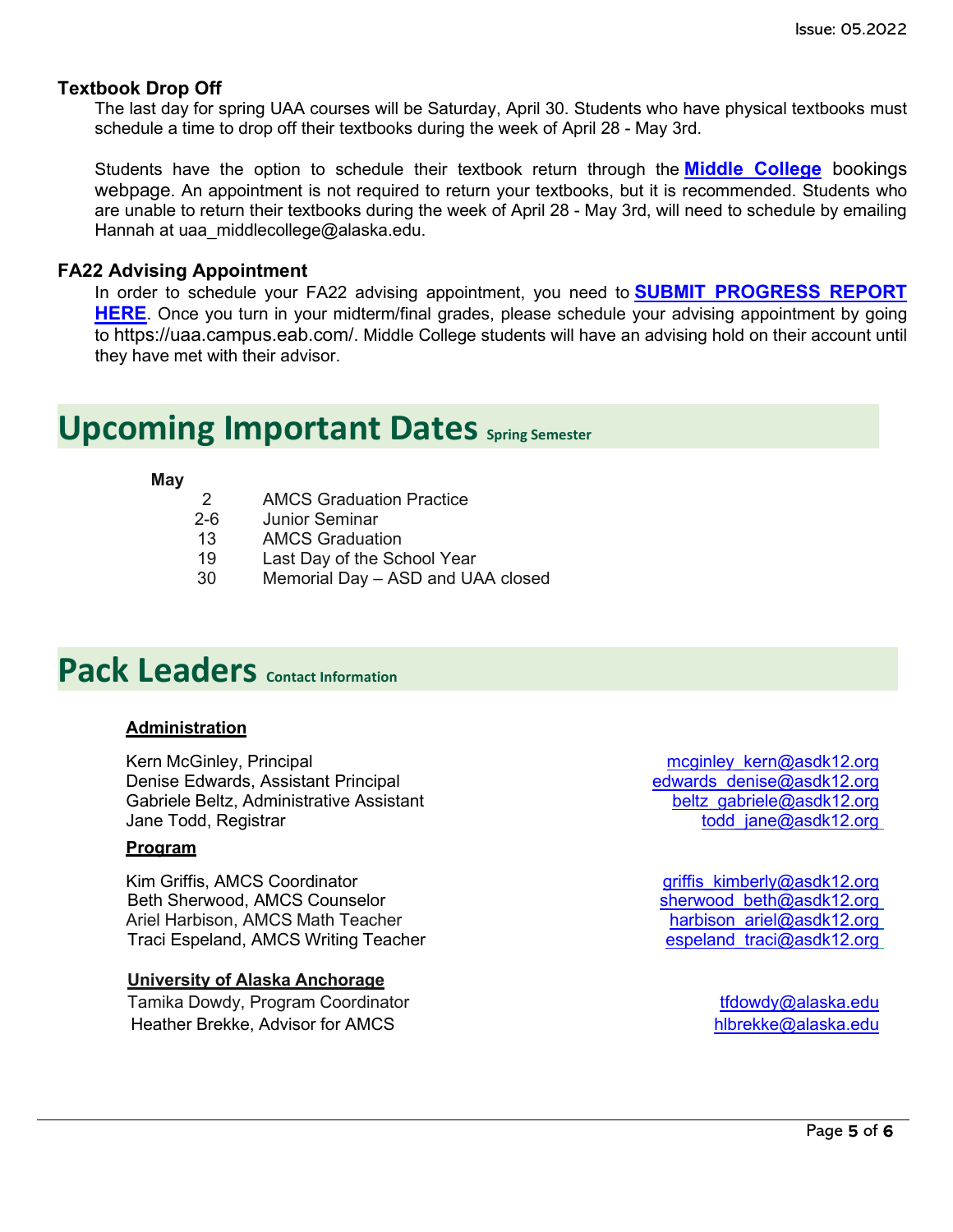### Textbook Drop Off

The last day for spring UAA courses will be Saturday, April 30. Students who have physical textbooks must schedule a time to drop off their textbooks during the week of April 28 - May 3rd.

Students have the option to schedule their textbook return through the **Middle College** bookings webpage. An appointment is not required to return your textbooks, but it is recommended. Students who are unable to return their textbooks during the week of April 28 - May 3rd, will need to schedule by emailing Hannah at uaa_middlecollege@alaska.edu.

### FA22 Advising Appointment

In order to schedule your FA22 advising appointment, you need to **SUBMIT PROGRESS REPORT HERE**. Once you turn in your midterm/final grades, please schedule your advising appointment by going to https://uaa.campus.eab.com/. Middle College students will have an advising hold on their account until they have met with their advisor.

## Upcoming Important Dates Spring Semester

**May**

| | |
|---|---|
| 2 | AMCS Graduation Practice |
| 2-6 | Junior Seminar |
| 13 | AMCS Graduation |
| 19 | Last Day of the School Year |
| 30 | Memorial Day – ASD and UAA closed |

## Pack Leaders Contact Information

**Administration**

| | |
|---|---|
| Kern McGinley, Principal | mcginley_kern@asdk12.org |
| Denise Edwards, Assistant Principal | edwards_denise@asdk12.org |
| Gabriele Beltz, Administrative Assistant | beltz_gabriele@asdk12.org |
| Jane Todd, Registrar | todd_jane@asdk12.org |

**Program**

| | |
|---|---|
| Kim Griffis, AMCS Coordinator | griffis_kimberly@asdk12.org |
| Beth Sherwood, AMCS Counselor | sherwood_beth@asdk12.org |
| Ariel Harbison, AMCS Math Teacher | harbison_ariel@asdk12.org |
| Traci Espeland, AMCS Writing Teacher | espeland_traci@asdk12.org |

**University of Alaska Anchorage**

| | |
|---|---|
| Tamika Dowdy, Program Coordinator | tfdowdy@alaska.edu |
| Heather Brekke, Advisor for AMCS | hlbrekke@alaska.edu |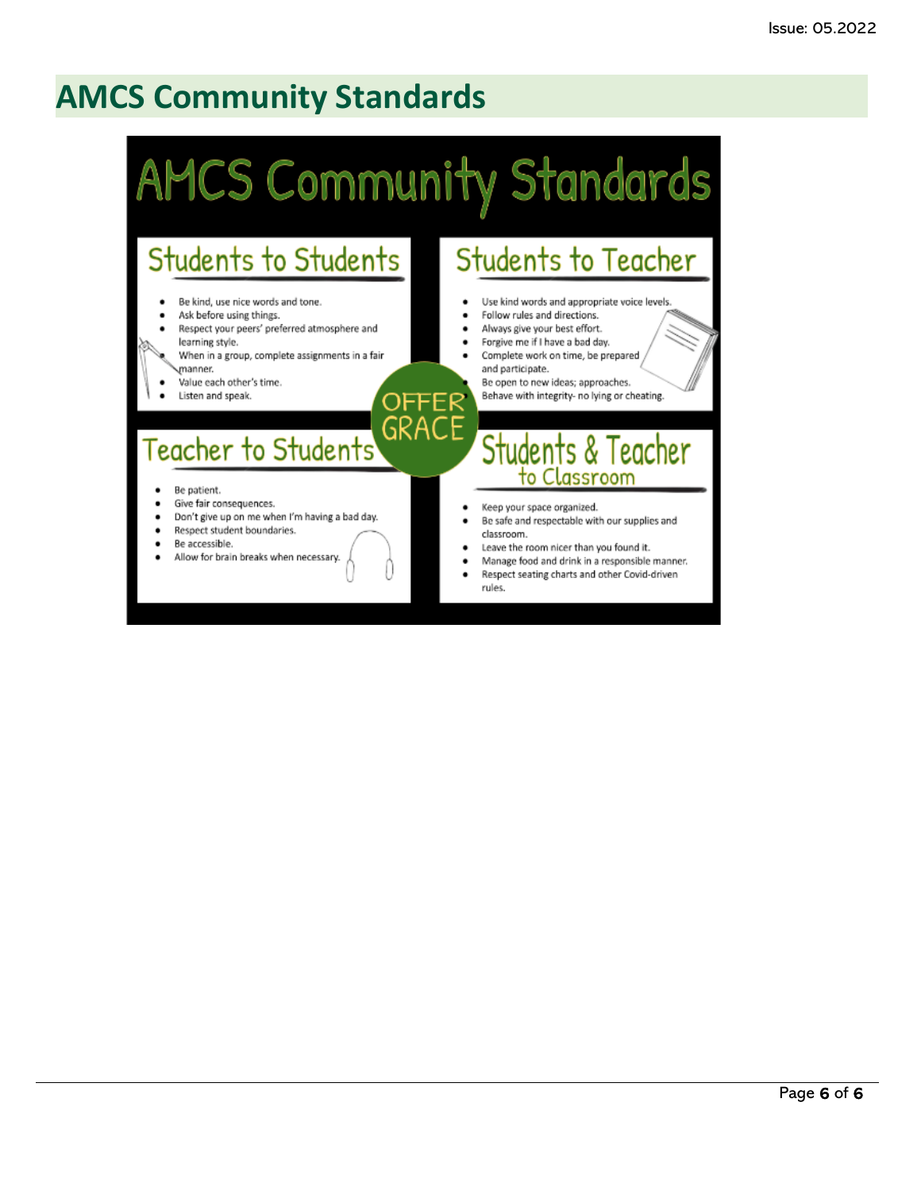## AMCS Community Standards

# AMCS Community Standards

### Students to Students

- Be kind, use nice words and tone.
- Ask before using things.
- Respect your peers' preferred atmosphere and learning style.
- When in a group, complete assignments in a fair manner.
- Value each other's time.
- Listen and speak.

### Students to Teacher

- Use kind words and appropriate voice levels.
- Follow rules and directions.
- Always give your best effort.
- Forgive me if I have a bad day.
- Complete work on time, be prepared and participate.
- Be open to new ideas; approaches.
- Behave with integrity- no lying or cheating.

**OFFER GRACE**

### Teacher to Students

- Be patient.
- Give fair consequences.
- Don't give up on me when I'm having a bad day.
- Respect student boundaries.
- Be accessible.
- Allow for brain breaks when necessary.

### Students & Teacher to Classroom

- Keep your space organized.
- Be safe and respectable with our supplies and classroom.
- Leave the room nicer than you found it.
- Manage food and drink in a responsible manner.
- Respect seating charts and other Covid-driven rules.